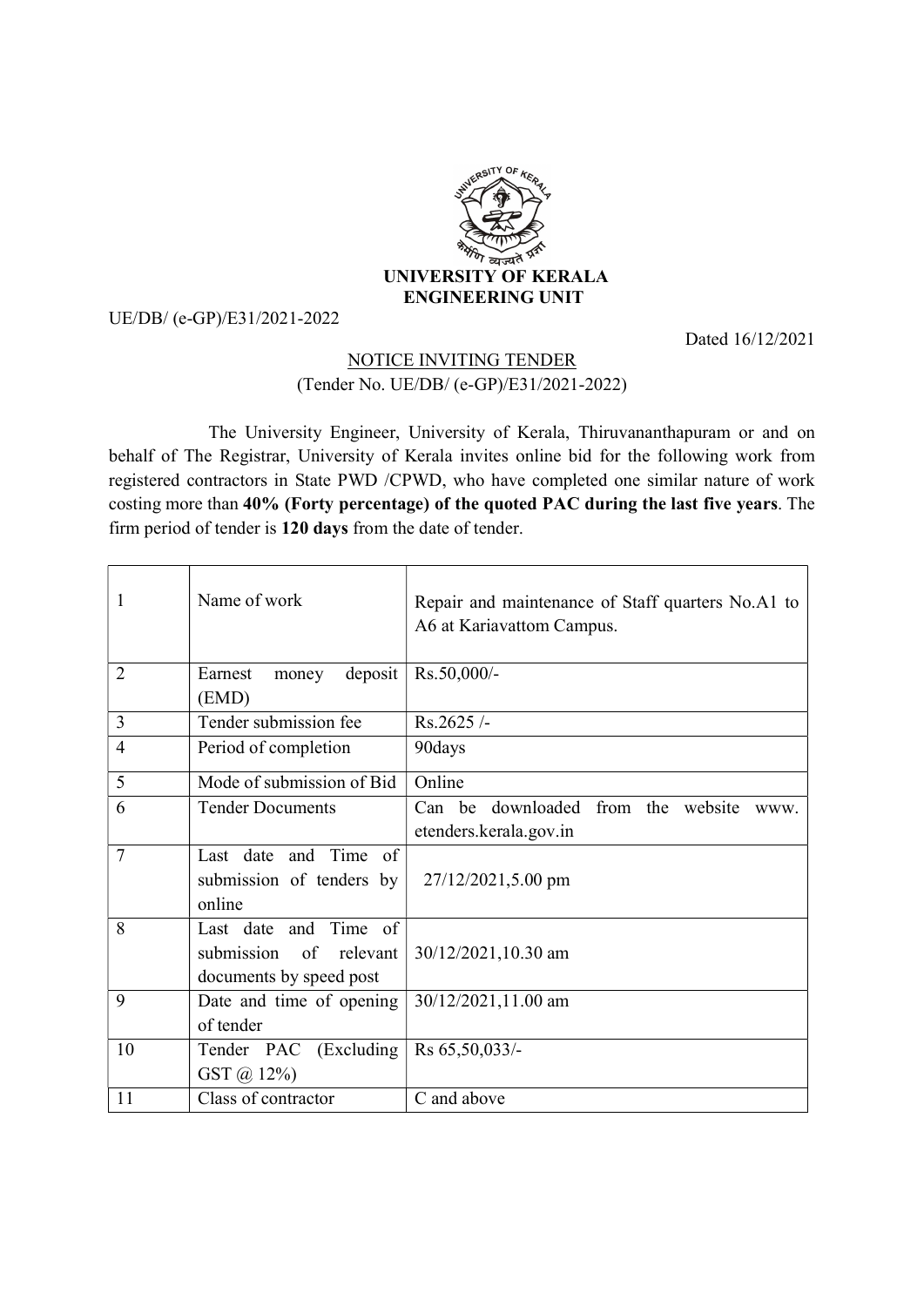# UNIVERSITY OF KERALA
## ENGINEERING UNIT

UE/DB/ (e-GP)/E31/2021-2022

Dated 16/12/2021

### NOTICE INVITING TENDER

(Tender No. UE/DB/ (e-GP)/E31/2021-2022)

The University Engineer, University of Kerala, Thiruvananthapuram or and on behalf of The Registrar, University of Kerala invites online bid for the following work from registered contractors in State PWD /CPWD, who have completed one similar nature of work costing more than **40% (Forty percentage) of the quoted PAC during the last five years**. The firm period of tender is **120 days** from the date of tender.

| | | |
|---|---|---|
| 1 | Name of work | Repair and maintenance of Staff quarters No.A1 to A6 at Kariavattom Campus. |
| 2 | Earnest money deposit (EMD) | Rs.50,000/- |
| 3 | Tender submission fee | Rs.2625 /- |
| 4 | Period of completion | 90days |
| 5 | Mode of submission of Bid | Online |
| 6 | Tender Documents | Can be downloaded from the website www. etenders.kerala.gov.in |
| 7 | Last date and Time of submission of tenders by online | 27/12/2021,5.00 pm |
| 8 | Last date and Time of submission of relevant documents by speed post | 30/12/2021,10.30 am |
| 9 | Date and time of opening of tender | 30/12/2021,11.00 am |
| 10 | Tender PAC (Excluding GST @ 12%) | Rs 65,50,033/- |
| 11 | Class of contractor | C and above |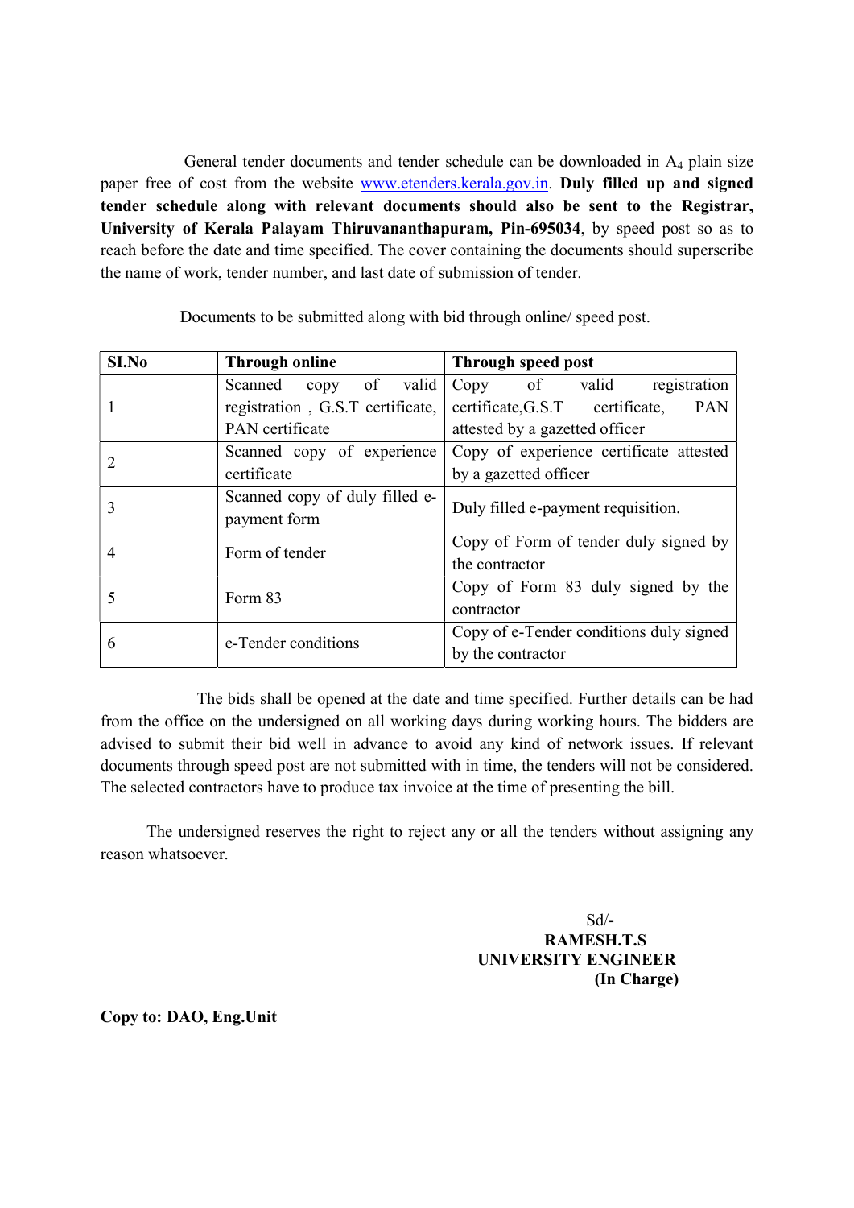General tender documents and tender schedule can be downloaded in $A_4$ plain size paper free of cost from the website www.etenders.kerala.gov.in. **Duly filled up and signed tender schedule along with relevant documents should also be sent to the Registrar, University of Kerala Palayam Thiruvananthapuram, Pin-695034**, by speed post so as to reach before the date and time specified. The cover containing the documents should superscribe the name of work, tender number, and last date of submission of tender.

Documents to be submitted along with bid through online/ speed post.

| SI.No | Through online | Through speed post |
|---|---|---|
| 1 | Scanned copy of valid registration , G.S.T certificate, PAN certificate | Copy of valid registration certificate,G.S.T certificate, PAN attested by a gazetted officer |
| 2 | Scanned copy of experience certificate | Copy of experience certificate attested by a gazetted officer |
| 3 | Scanned copy of duly filled e-payment form | Duly filled e-payment requisition. |
| 4 | Form of tender | Copy of Form of tender duly signed by the contractor |
| 5 | Form 83 | Copy of Form 83 duly signed by the contractor |
| 6 | e-Tender conditions | Copy of e-Tender conditions duly signed by the contractor |

The bids shall be opened at the date and time specified. Further details can be had from the office on the undersigned on all working days during working hours. The bidders are advised to submit their bid well in advance to avoid any kind of network issues. If relevant documents through speed post are not submitted with in time, the tenders will not be considered. The selected contractors have to produce tax invoice at the time of presenting the bill.

The undersigned reserves the right to reject any or all the tenders without assigning any reason whatsoever.

Sd/-
**RAMESH.T.S**
**UNIVERSITY ENGINEER**
**(In Charge)**

**Copy to: DAO, Eng.Unit**